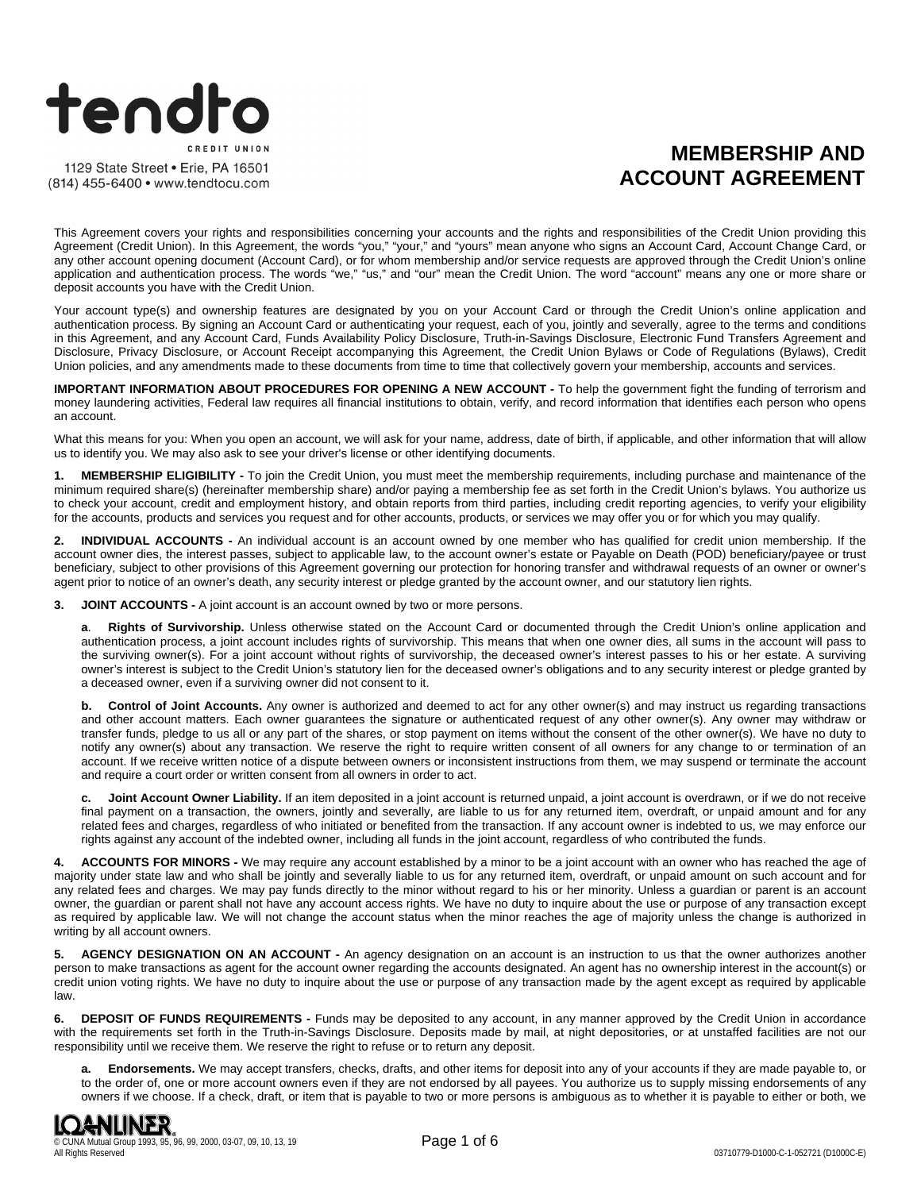tendto

CREDIT UNION

1129 State Street • Erie, PA 16501
(814) 455-6400 • www.tendtocu.com

# MEMBERSHIP AND ACCOUNT AGREEMENT

This Agreement covers your rights and responsibilities concerning your accounts and the rights and responsibilities of the Credit Union providing this Agreement (Credit Union). In this Agreement, the words "you," "your," and "yours" mean anyone who signs an Account Card, Account Change Card, or any other account opening document (Account Card), or for whom membership and/or service requests are approved through the Credit Union's online application and authentication process. The words "we," "us," and "our" mean the Credit Union. The word "account" means any one or more share or deposit accounts you have with the Credit Union.

Your account type(s) and ownership features are designated by you on your Account Card or through the Credit Union's online application and authentication process. By signing an Account Card or authenticating your request, each of you, jointly and severally, agree to the terms and conditions in this Agreement, and any Account Card, Funds Availability Policy Disclosure, Truth-in-Savings Disclosure, Electronic Fund Transfers Agreement and Disclosure, Privacy Disclosure, or Account Receipt accompanying this Agreement, the Credit Union Bylaws or Code of Regulations (Bylaws), Credit Union policies, and any amendments made to these documents from time to time that collectively govern your membership, accounts and services.

**IMPORTANT INFORMATION ABOUT PROCEDURES FOR OPENING A NEW ACCOUNT -** To help the government fight the funding of terrorism and money laundering activities, Federal law requires all financial institutions to obtain, verify, and record information that identifies each person who opens an account.

What this means for you: When you open an account, we will ask for your name, address, date of birth, if applicable, and other information that will allow us to identify you. We may also ask to see your driver's license or other identifying documents.

**1. MEMBERSHIP ELIGIBILITY -** To join the Credit Union, you must meet the membership requirements, including purchase and maintenance of the minimum required share(s) (hereinafter membership share) and/or paying a membership fee as set forth in the Credit Union's bylaws. You authorize us to check your account, credit and employment history, and obtain reports from third parties, including credit reporting agencies, to verify your eligibility for the accounts, products and services you request and for other accounts, products, or services we may offer you or for which you may qualify.

**2. INDIVIDUAL ACCOUNTS -** An individual account is an account owned by one member who has qualified for credit union membership. If the account owner dies, the interest passes, subject to applicable law, to the account owner's estate or Payable on Death (POD) beneficiary/payee or trust beneficiary, subject to other provisions of this Agreement governing our protection for honoring transfer and withdrawal requests of an owner or owner's agent prior to notice of an owner's death, any security interest or pledge granted by the account owner, and our statutory lien rights.

**3. JOINT ACCOUNTS -** A joint account is an account owned by two or more persons.

**a. Rights of Survivorship.** Unless otherwise stated on the Account Card or documented through the Credit Union's online application and authentication process, a joint account includes rights of survivorship. This means that when one owner dies, all sums in the account will pass to the surviving owner(s). For a joint account without rights of survivorship, the deceased owner's interest passes to his or her estate. A surviving owner's interest is subject to the Credit Union's statutory lien for the deceased owner's obligations and to any security interest or pledge granted by a deceased owner, even if a surviving owner did not consent to it.

**b. Control of Joint Accounts.** Any owner is authorized and deemed to act for any other owner(s) and may instruct us regarding transactions and other account matters. Each owner guarantees the signature or authenticated request of any other owner(s). Any owner may withdraw or transfer funds, pledge to us all or any part of the shares, or stop payment on items without the consent of the other owner(s). We have no duty to notify any owner(s) about any transaction. We reserve the right to require written consent of all owners for any change to or termination of an account. If we receive written notice of a dispute between owners or inconsistent instructions from them, we may suspend or terminate the account and require a court order or written consent from all owners in order to act.

**c. Joint Account Owner Liability.** If an item deposited in a joint account is returned unpaid, a joint account is overdrawn, or if we do not receive final payment on a transaction, the owners, jointly and severally, are liable to us for any returned item, overdraft, or unpaid amount and for any related fees and charges, regardless of who initiated or benefited from the transaction. If any account owner is indebted to us, we may enforce our rights against any account of the indebted owner, including all funds in the joint account, regardless of who contributed the funds.

**4. ACCOUNTS FOR MINORS -** We may require any account established by a minor to be a joint account with an owner who has reached the age of majority under state law and who shall be jointly and severally liable to us for any returned item, overdraft, or unpaid amount on such account and for any related fees and charges. We may pay funds directly to the minor without regard to his or her minority. Unless a guardian or parent is an account owner, the guardian or parent shall not have any account access rights. We have no duty to inquire about the use or purpose of any transaction except as required by applicable law. We will not change the account status when the minor reaches the age of majority unless the change is authorized in writing by all account owners.

**5. AGENCY DESIGNATION ON AN ACCOUNT -** An agency designation on an account is an instruction to us that the owner authorizes another person to make transactions as agent for the account owner regarding the accounts designated. An agent has no ownership interest in the account(s) or credit union voting rights. We have no duty to inquire about the use or purpose of any transaction made by the agent except as required by applicable law.

**6. DEPOSIT OF FUNDS REQUIREMENTS -** Funds may be deposited to any account, in any manner approved by the Credit Union in accordance with the requirements set forth in the Truth-in-Savings Disclosure. Deposits made by mail, at night depositories, or at unstaffed facilities are not our responsibility until we receive them. We reserve the right to refuse or to return any deposit.

**a. Endorsements.** We may accept transfers, checks, drafts, and other items for deposit into any of your accounts if they are made payable to, or to the order of, one or more account owners even if they are not endorsed by all payees. You authorize us to supply missing endorsements of any owners if we choose. If a check, draft, or item that is payable to two or more persons is ambiguous as to whether it is payable to either or both, we

LOANLINER
© CUNA Mutual Group 1993, 95, 96, 99, 2000, 03-07, 09, 10, 13, 19
All Rights Reserved

03710779-D1000-C-1-052721 (D1000C-E)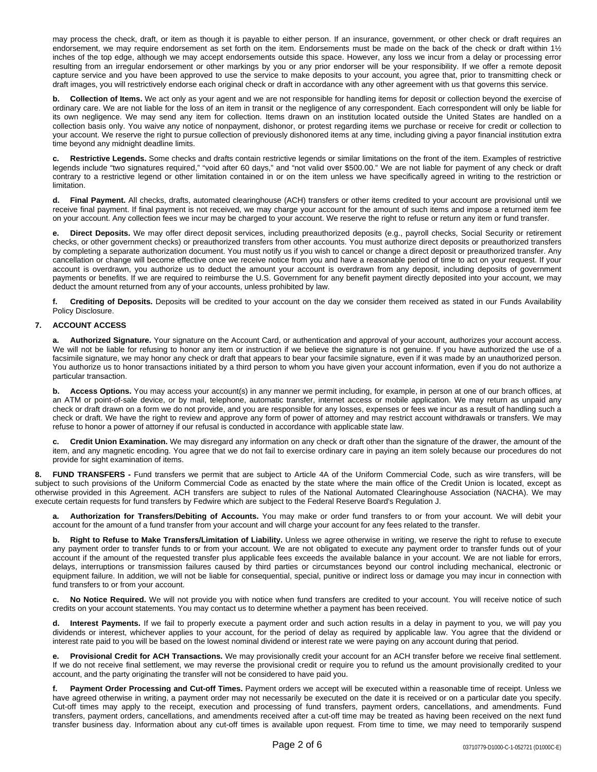may process the check, draft, or item as though it is payable to either person. If an insurance, government, or other check or draft requires an endorsement, we may require endorsement as set forth on the item. Endorsements must be made on the back of the check or draft within 1½ inches of the top edge, although we may accept endorsements outside this space. However, any loss we incur from a delay or processing error resulting from an irregular endorsement or other markings by you or any prior endorser will be your responsibility. If we offer a remote deposit capture service and you have been approved to use the service to make deposits to your account, you agree that, prior to transmitting check or draft images, you will restrictively endorse each original check or draft in accordance with any other agreement with us that governs this service.

**b. Collection of Items.** We act only as your agent and we are not responsible for handling items for deposit or collection beyond the exercise of ordinary care. We are not liable for the loss of an item in transit or the negligence of any correspondent. Each correspondent will only be liable for its own negligence. We may send any item for collection. Items drawn on an institution located outside the United States are handled on a collection basis only. You waive any notice of nonpayment, dishonor, or protest regarding items we purchase or receive for credit or collection to your account. We reserve the right to pursue collection of previously dishonored items at any time, including giving a payor financial institution extra time beyond any midnight deadline limits.

**c. Restrictive Legends.** Some checks and drafts contain restrictive legends or similar limitations on the front of the item. Examples of restrictive legends include "two signatures required," "void after 60 days," and "not valid over $500.00." We are not liable for payment of any check or draft contrary to a restrictive legend or other limitation contained in or on the item unless we have specifically agreed in writing to the restriction or limitation.

**d. Final Payment.** All checks, drafts, automated clearinghouse (ACH) transfers or other items credited to your account are provisional until we receive final payment. If final payment is not received, we may charge your account for the amount of such items and impose a returned item fee on your account. Any collection fees we incur may be charged to your account. We reserve the right to refuse or return any item or fund transfer.

**e. Direct Deposits.** We may offer direct deposit services, including preauthorized deposits (e.g., payroll checks, Social Security or retirement checks, or other government checks) or preauthorized transfers from other accounts. You must authorize direct deposits or preauthorized transfers by completing a separate authorization document. You must notify us if you wish to cancel or change a direct deposit or preauthorized transfer. Any cancellation or change will become effective once we receive notice from you and have a reasonable period of time to act on your request. If your account is overdrawn, you authorize us to deduct the amount your account is overdrawn from any deposit, including deposits of government payments or benefits. If we are required to reimburse the U.S. Government for any benefit payment directly deposited into your account, we may deduct the amount returned from any of your accounts, unless prohibited by law.

**f. Crediting of Deposits.** Deposits will be credited to your account on the day we consider them received as stated in our Funds Availability Policy Disclosure.

## 7. ACCOUNT ACCESS

**a. Authorized Signature.** Your signature on the Account Card, or authentication and approval of your account, authorizes your account access. We will not be liable for refusing to honor any item or instruction if we believe the signature is not genuine. If you have authorized the use of a facsimile signature, we may honor any check or draft that appears to bear your facsimile signature, even if it was made by an unauthorized person. You authorize us to honor transactions initiated by a third person to whom you have given your account information, even if you do not authorize a particular transaction.

**b. Access Options.** You may access your account(s) in any manner we permit including, for example, in person at one of our branch offices, at an ATM or point-of-sale device, or by mail, telephone, automatic transfer, internet access or mobile application. We may return as unpaid any check or draft drawn on a form we do not provide, and you are responsible for any losses, expenses or fees we incur as a result of handling such a check or draft. We have the right to review and approve any form of power of attorney and may restrict account withdrawals or transfers. We may refuse to honor a power of attorney if our refusal is conducted in accordance with applicable state law.

**c. Credit Union Examination.** We may disregard any information on any check or draft other than the signature of the drawer, the amount of the item, and any magnetic encoding. You agree that we do not fail to exercise ordinary care in paying an item solely because our procedures do not provide for sight examination of items.

**8. FUND TRANSFERS -** Fund transfers we permit that are subject to Article 4A of the Uniform Commercial Code, such as wire transfers, will be subject to such provisions of the Uniform Commercial Code as enacted by the state where the main office of the Credit Union is located, except as otherwise provided in this Agreement. ACH transfers are subject to rules of the National Automated Clearinghouse Association (NACHA). We may execute certain requests for fund transfers by Fedwire which are subject to the Federal Reserve Board's Regulation J.

**a. Authorization for Transfers/Debiting of Accounts.** You may make or order fund transfers to or from your account. We will debit your account for the amount of a fund transfer from your account and will charge your account for any fees related to the transfer.

**b. Right to Refuse to Make Transfers/Limitation of Liability.** Unless we agree otherwise in writing, we reserve the right to refuse to execute any payment order to transfer funds to or from your account. We are not obligated to execute any payment order to transfer funds out of your account if the amount of the requested transfer plus applicable fees exceeds the available balance in your account. We are not liable for errors, delays, interruptions or transmission failures caused by third parties or circumstances beyond our control including mechanical, electronic or equipment failure. In addition, we will not be liable for consequential, special, punitive or indirect loss or damage you may incur in connection with fund transfers to or from your account.

**c. No Notice Required.** We will not provide you with notice when fund transfers are credited to your account. You will receive notice of such credits on your account statements. You may contact us to determine whether a payment has been received.

**d. Interest Payments.** If we fail to properly execute a payment order and such action results in a delay in payment to you, we will pay you dividends or interest, whichever applies to your account, for the period of delay as required by applicable law. You agree that the dividend or interest rate paid to you will be based on the lowest nominal dividend or interest rate we were paying on any account during that period.

**e. Provisional Credit for ACH Transactions.** We may provisionally credit your account for an ACH transfer before we receive final settlement. If we do not receive final settlement, we may reverse the provisional credit or require you to refund us the amount provisionally credited to your account, and the party originating the transfer will not be considered to have paid you.

**f. Payment Order Processing and Cut-off Times.** Payment orders we accept will be executed within a reasonable time of receipt. Unless we have agreed otherwise in writing, a payment order may not necessarily be executed on the date it is received or on a particular date you specify. Cut-off times may apply to the receipt, execution and processing of fund transfers, payment orders, cancellations, and amendments. Fund transfers, payment orders, cancellations, and amendments received after a cut-off time may be treated as having been received on the next fund transfer business day. Information about any cut-off times is available upon request. From time to time, we may need to temporarily suspend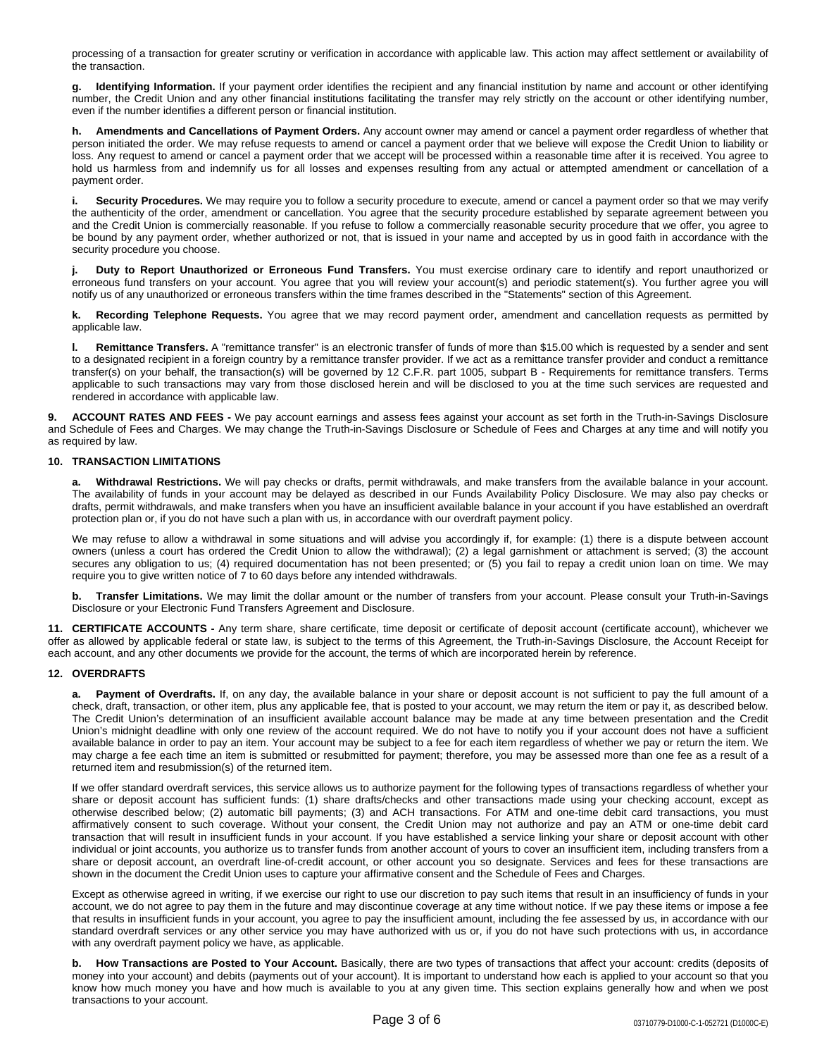processing of a transaction for greater scrutiny or verification in accordance with applicable law. This action may affect settlement or availability of the transaction.

**g. Identifying Information.** If your payment order identifies the recipient and any financial institution by name and account or other identifying number, the Credit Union and any other financial institutions facilitating the transfer may rely strictly on the account or other identifying number, even if the number identifies a different person or financial institution.

**h. Amendments and Cancellations of Payment Orders.** Any account owner may amend or cancel a payment order regardless of whether that person initiated the order. We may refuse requests to amend or cancel a payment order that we believe will expose the Credit Union to liability or loss. Any request to amend or cancel a payment order that we accept will be processed within a reasonable time after it is received. You agree to hold us harmless from and indemnify us for all losses and expenses resulting from any actual or attempted amendment or cancellation of a payment order.

**i. Security Procedures.** We may require you to follow a security procedure to execute, amend or cancel a payment order so that we may verify the authenticity of the order, amendment or cancellation. You agree that the security procedure established by separate agreement between you and the Credit Union is commercially reasonable. If you refuse to follow a commercially reasonable security procedure that we offer, you agree to be bound by any payment order, whether authorized or not, that is issued in your name and accepted by us in good faith in accordance with the security procedure you choose.

**j. Duty to Report Unauthorized or Erroneous Fund Transfers.** You must exercise ordinary care to identify and report unauthorized or erroneous fund transfers on your account. You agree that you will review your account(s) and periodic statement(s). You further agree you will notify us of any unauthorized or erroneous transfers within the time frames described in the "Statements" section of this Agreement.

**k. Recording Telephone Requests.** You agree that we may record payment order, amendment and cancellation requests as permitted by applicable law.

**l. Remittance Transfers.** A "remittance transfer" is an electronic transfer of funds of more than $15.00 which is requested by a sender and sent to a designated recipient in a foreign country by a remittance transfer provider. If we act as a remittance transfer provider and conduct a remittance transfer(s) on your behalf, the transaction(s) will be governed by 12 C.F.R. part 1005, subpart B - Requirements for remittance transfers. Terms applicable to such transactions may vary from those disclosed herein and will be disclosed to you at the time such services are requested and rendered in accordance with applicable law.

**9. ACCOUNT RATES AND FEES -** We pay account earnings and assess fees against your account as set forth in the Truth-in-Savings Disclosure and Schedule of Fees and Charges. We may change the Truth-in-Savings Disclosure or Schedule of Fees and Charges at any time and will notify you as required by law.

**10. TRANSACTION LIMITATIONS**

**a. Withdrawal Restrictions.** We will pay checks or drafts, permit withdrawals, and make transfers from the available balance in your account. The availability of funds in your account may be delayed as described in our Funds Availability Policy Disclosure. We may also pay checks or drafts, permit withdrawals, and make transfers when you have an insufficient available balance in your account if you have established an overdraft protection plan or, if you do not have such a plan with us, in accordance with our overdraft payment policy.

We may refuse to allow a withdrawal in some situations and will advise you accordingly if, for example: (1) there is a dispute between account owners (unless a court has ordered the Credit Union to allow the withdrawal); (2) a legal garnishment or attachment is served; (3) the account secures any obligation to us; (4) required documentation has not been presented; or (5) you fail to repay a credit union loan on time. We may require you to give written notice of 7 to 60 days before any intended withdrawals.

**b. Transfer Limitations.** We may limit the dollar amount or the number of transfers from your account. Please consult your Truth-in-Savings Disclosure or your Electronic Fund Transfers Agreement and Disclosure.

**11. CERTIFICATE ACCOUNTS -** Any term share, share certificate, time deposit or certificate of deposit account (certificate account), whichever we offer as allowed by applicable federal or state law, is subject to the terms of this Agreement, the Truth-in-Savings Disclosure, the Account Receipt for each account, and any other documents we provide for the account, the terms of which are incorporated herein by reference.

**12. OVERDRAFTS**

**a. Payment of Overdrafts.** If, on any day, the available balance in your share or deposit account is not sufficient to pay the full amount of a check, draft, transaction, or other item, plus any applicable fee, that is posted to your account, we may return the item or pay it, as described below. The Credit Union's determination of an insufficient available account balance may be made at any time between presentation and the Credit Union's midnight deadline with only one review of the account required. We do not have to notify you if your account does not have a sufficient available balance in order to pay an item. Your account may be subject to a fee for each item regardless of whether we pay or return the item. We may charge a fee each time an item is submitted or resubmitted for payment; therefore, you may be assessed more than one fee as a result of a returned item and resubmission(s) of the returned item.

If we offer standard overdraft services, this service allows us to authorize payment for the following types of transactions regardless of whether your share or deposit account has sufficient funds: (1) share drafts/checks and other transactions made using your checking account, except as otherwise described below; (2) automatic bill payments; (3) and ACH transactions. For ATM and one-time debit card transactions, you must affirmatively consent to such coverage. Without your consent, the Credit Union may not authorize and pay an ATM or one-time debit card transaction that will result in insufficient funds in your account. If you have established a service linking your share or deposit account with other individual or joint accounts, you authorize us to transfer funds from another account of yours to cover an insufficient item, including transfers from a share or deposit account, an overdraft line-of-credit account, or other account you so designate. Services and fees for these transactions are shown in the document the Credit Union uses to capture your affirmative consent and the Schedule of Fees and Charges.

Except as otherwise agreed in writing, if we exercise our right to use our discretion to pay such items that result in an insufficiency of funds in your account, we do not agree to pay them in the future and may discontinue coverage at any time without notice. If we pay these items or impose a fee that results in insufficient funds in your account, you agree to pay the insufficient amount, including the fee assessed by us, in accordance with our standard overdraft services or any other service you may have authorized with us or, if you do not have such protections with us, in accordance with any overdraft payment policy we have, as applicable.

**b. How Transactions are Posted to Your Account.** Basically, there are two types of transactions that affect your account: credits (deposits of money into your account) and debits (payments out of your account). It is important to understand how each is applied to your account so that you know how much money you have and how much is available to you at any given time. This section explains generally how and when we post transactions to your account.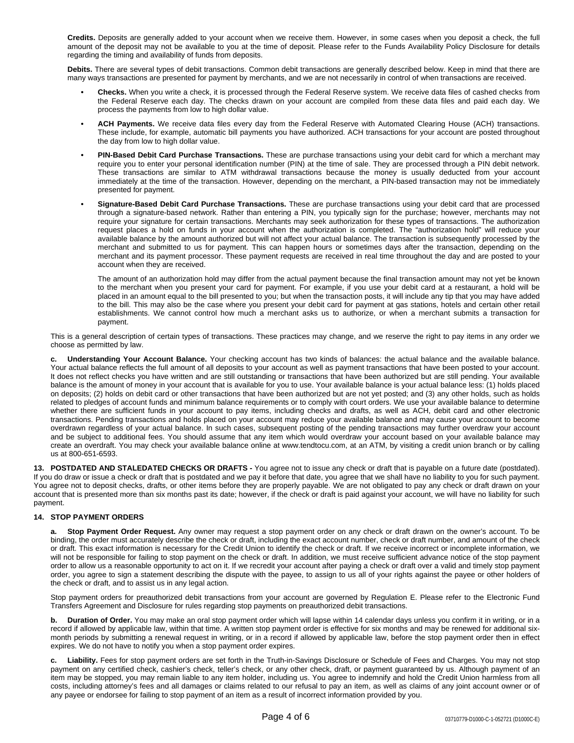**Credits.** Deposits are generally added to your account when we receive them. However, in some cases when you deposit a check, the full amount of the deposit may not be available to you at the time of deposit. Please refer to the Funds Availability Policy Disclosure for details regarding the timing and availability of funds from deposits.

**Debits.** There are several types of debit transactions. Common debit transactions are generally described below. Keep in mind that there are many ways transactions are presented for payment by merchants, and we are not necessarily in control of when transactions are received.

- **Checks.** When you write a check, it is processed through the Federal Reserve system. We receive data files of cashed checks from the Federal Reserve each day. The checks drawn on your account are compiled from these data files and paid each day. We process the payments from low to high dollar value.
- **ACH Payments.** We receive data files every day from the Federal Reserve with Automated Clearing House (ACH) transactions. These include, for example, automatic bill payments you have authorized. ACH transactions for your account are posted throughout the day from low to high dollar value.
- **PIN-Based Debit Card Purchase Transactions.** These are purchase transactions using your debit card for which a merchant may require you to enter your personal identification number (PIN) at the time of sale. They are processed through a PIN debit network. These transactions are similar to ATM withdrawal transactions because the money is usually deducted from your account immediately at the time of the transaction. However, depending on the merchant, a PIN-based transaction may not be immediately presented for payment.
- **Signature-Based Debit Card Purchase Transactions.** These are purchase transactions using your debit card that are processed through a signature-based network. Rather than entering a PIN, you typically sign for the purchase; however, merchants may not require your signature for certain transactions. Merchants may seek authorization for these types of transactions. The authorization request places a hold on funds in your account when the authorization is completed. The "authorization hold" will reduce your available balance by the amount authorized but will not affect your actual balance. The transaction is subsequently processed by the merchant and submitted to us for payment. This can happen hours or sometimes days after the transaction, depending on the merchant and its payment processor. These payment requests are received in real time throughout the day and are posted to your account when they are received.

  The amount of an authorization hold may differ from the actual payment because the final transaction amount may not yet be known to the merchant when you present your card for payment. For example, if you use your debit card at a restaurant, a hold will be placed in an amount equal to the bill presented to you; but when the transaction posts, it will include any tip that you may have added to the bill. This may also be the case where you present your debit card for payment at gas stations, hotels and certain other retail establishments. We cannot control how much a merchant asks us to authorize, or when a merchant submits a transaction for payment.

This is a general description of certain types of transactions. These practices may change, and we reserve the right to pay items in any order we choose as permitted by law.

**c. Understanding Your Account Balance.** Your checking account has two kinds of balances: the actual balance and the available balance. Your actual balance reflects the full amount of all deposits to your account as well as payment transactions that have been posted to your account. It does not reflect checks you have written and are still outstanding or transactions that have been authorized but are still pending. Your available balance is the amount of money in your account that is available for you to use. Your available balance is your actual balance less: (1) holds placed on deposits; (2) holds on debit card or other transactions that have been authorized but are not yet posted; and (3) any other holds, such as holds related to pledges of account funds and minimum balance requirements or to comply with court orders. We use your available balance to determine whether there are sufficient funds in your account to pay items, including checks and drafts, as well as ACH, debit card and other electronic transactions. Pending transactions and holds placed on your account may reduce your available balance and may cause your account to become overdrawn regardless of your actual balance. In such cases, subsequent posting of the pending transactions may further overdraw your account and be subject to additional fees. You should assume that any item which would overdraw your account based on your available balance may create an overdraft. You may check your available balance online at www.tendtocu.com, at an ATM, by visiting a credit union branch or by calling us at 800-651-6593.

**13. POSTDATED AND STALEDATED CHECKS OR DRAFTS -** You agree not to issue any check or draft that is payable on a future date (postdated). If you do draw or issue a check or draft that is postdated and we pay it before that date, you agree that we shall have no liability to you for such payment. You agree not to deposit checks, drafts, or other items before they are properly payable. We are not obligated to pay any check or draft drawn on your account that is presented more than six months past its date; however, if the check or draft is paid against your account, we will have no liability for such payment.

**14. STOP PAYMENT ORDERS**

**a. Stop Payment Order Request.** Any owner may request a stop payment order on any check or draft drawn on the owner's account. To be binding, the order must accurately describe the check or draft, including the exact account number, check or draft number, and amount of the check or draft. This exact information is necessary for the Credit Union to identify the check or draft. If we receive incorrect or incomplete information, we will not be responsible for failing to stop payment on the check or draft. In addition, we must receive sufficient advance notice of the stop payment order to allow us a reasonable opportunity to act on it. If we recredit your account after paying a check or draft over a valid and timely stop payment order, you agree to sign a statement describing the dispute with the payee, to assign to us all of your rights against the payee or other holders of the check or draft, and to assist us in any legal action.

Stop payment orders for preauthorized debit transactions from your account are governed by Regulation E. Please refer to the Electronic Fund Transfers Agreement and Disclosure for rules regarding stop payments on preauthorized debit transactions.

**b. Duration of Order.** You may make an oral stop payment order which will lapse within 14 calendar days unless you confirm it in writing, or in a record if allowed by applicable law, within that time. A written stop payment order is effective for six months and may be renewed for additional six-month periods by submitting a renewal request in writing, or in a record if allowed by applicable law, before the stop payment order then in effect expires. We do not have to notify you when a stop payment order expires.

**c. Liability.** Fees for stop payment orders are set forth in the Truth-in-Savings Disclosure or Schedule of Fees and Charges. You may not stop payment on any certified check, cashier's check, teller's check, or any other check, draft, or payment guaranteed by us. Although payment of an item may be stopped, you may remain liable to any item holder, including us. You agree to indemnify and hold the Credit Union harmless from all costs, including attorney's fees and all damages or claims related to our refusal to pay an item, as well as claims of any joint account owner or of any payee or endorsee for failing to stop payment of an item as a result of incorrect information provided by you.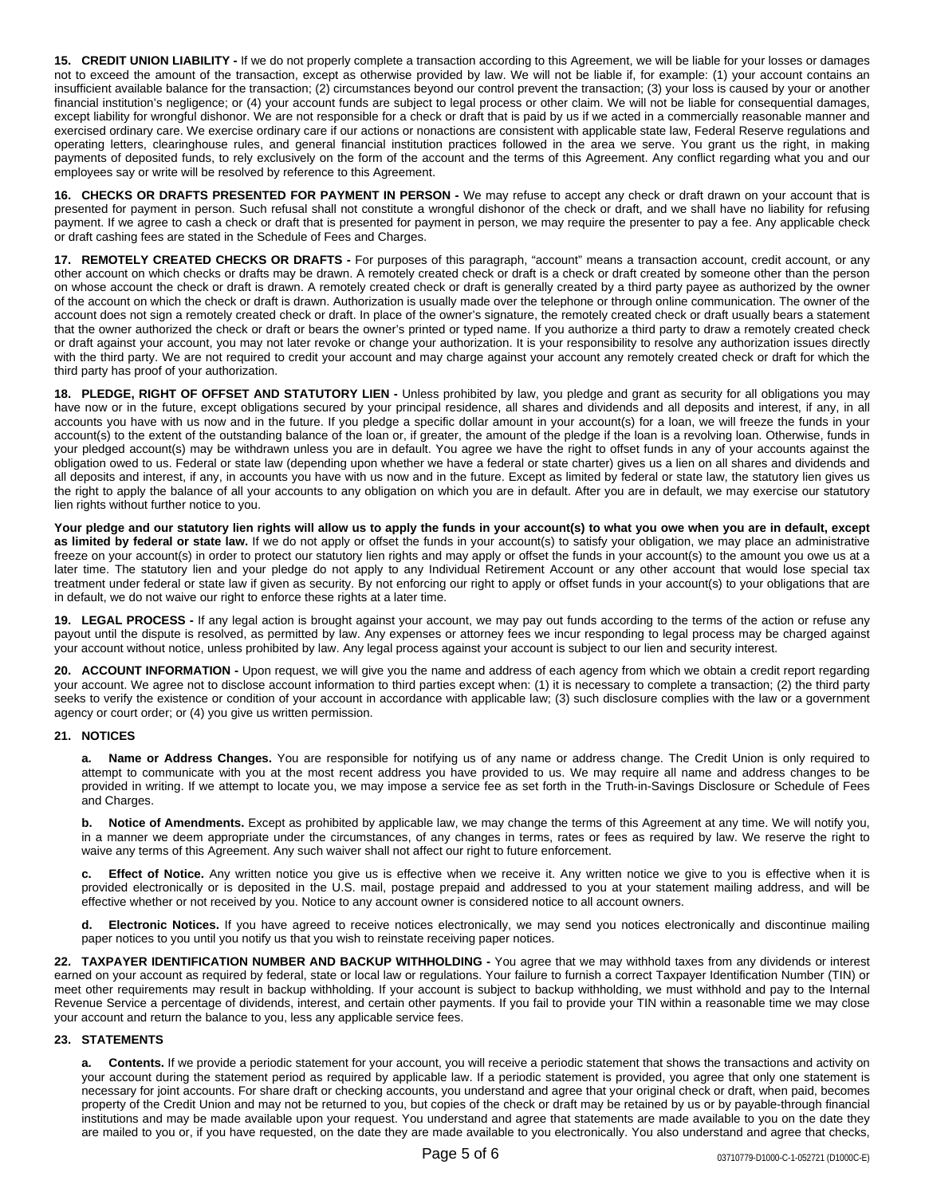**15. CREDIT UNION LIABILITY -** If we do not properly complete a transaction according to this Agreement, we will be liable for your losses or damages not to exceed the amount of the transaction, except as otherwise provided by law. We will not be liable if, for example: (1) your account contains an insufficient available balance for the transaction; (2) circumstances beyond our control prevent the transaction; (3) your loss is caused by your or another financial institution's negligence; or (4) your account funds are subject to legal process or other claim. We will not be liable for consequential damages, except liability for wrongful dishonor. We are not responsible for a check or draft that is paid by us if we acted in a commercially reasonable manner and exercised ordinary care. We exercise ordinary care if our actions or nonactions are consistent with applicable state law, Federal Reserve regulations and operating letters, clearinghouse rules, and general financial institution practices followed in the area we serve. You grant us the right, in making payments of deposited funds, to rely exclusively on the form of the account and the terms of this Agreement. Any conflict regarding what you and our employees say or write will be resolved by reference to this Agreement.

**16. CHECKS OR DRAFTS PRESENTED FOR PAYMENT IN PERSON -** We may refuse to accept any check or draft drawn on your account that is presented for payment in person. Such refusal shall not constitute a wrongful dishonor of the check or draft, and we shall have no liability for refusing payment. If we agree to cash a check or draft that is presented for payment in person, we may require the presenter to pay a fee. Any applicable check or draft cashing fees are stated in the Schedule of Fees and Charges.

**17. REMOTELY CREATED CHECKS OR DRAFTS -** For purposes of this paragraph, "account" means a transaction account, credit account, or any other account on which checks or drafts may be drawn. A remotely created check or draft is a check or draft created by someone other than the person on whose account the check or draft is drawn. A remotely created check or draft is generally created by a third party payee as authorized by the owner of the account on which the check or draft is drawn. Authorization is usually made over the telephone or through online communication. The owner of the account does not sign a remotely created check or draft. In place of the owner's signature, the remotely created check or draft usually bears a statement that the owner authorized the check or draft or bears the owner's printed or typed name. If you authorize a third party to draw a remotely created check or draft against your account, you may not later revoke or change your authorization. It is your responsibility to resolve any authorization issues directly with the third party. We are not required to credit your account and may charge against your account any remotely created check or draft for which the third party has proof of your authorization.

**18. PLEDGE, RIGHT OF OFFSET AND STATUTORY LIEN -** Unless prohibited by law, you pledge and grant as security for all obligations you may have now or in the future, except obligations secured by your principal residence, all shares and dividends and all deposits and interest, if any, in all accounts you have with us now and in the future. If you pledge a specific dollar amount in your account(s) for a loan, we will freeze the funds in your account(s) to the extent of the outstanding balance of the loan or, if greater, the amount of the pledge if the loan is a revolving loan. Otherwise, funds in your pledged account(s) may be withdrawn unless you are in default. You agree we have the right to offset funds in any of your accounts against the obligation owed to us. Federal or state law (depending upon whether we have a federal or state charter) gives us a lien on all shares and dividends and all deposits and interest, if any, in accounts you have with us now and in the future. Except as limited by federal or state law, the statutory lien gives us the right to apply the balance of all your accounts to any obligation on which you are in default. After you are in default, we may exercise our statutory lien rights without further notice to you.

**Your pledge and our statutory lien rights will allow us to apply the funds in your account(s) to what you owe when you are in default, except as limited by federal or state law.** If we do not apply or offset the funds in your account(s) to satisfy your obligation, we may place an administrative freeze on your account(s) in order to protect our statutory lien rights and may apply or offset the funds in your account(s) to the amount you owe us at a later time. The statutory lien and your pledge do not apply to any Individual Retirement Account or any other account that would lose special tax treatment under federal or state law if given as security. By not enforcing our right to apply or offset funds in your account(s) to your obligations that are in default, we do not waive our right to enforce these rights at a later time.

**19. LEGAL PROCESS -** If any legal action is brought against your account, we may pay out funds according to the terms of the action or refuse any payout until the dispute is resolved, as permitted by law. Any expenses or attorney fees we incur responding to legal process may be charged against your account without notice, unless prohibited by law. Any legal process against your account is subject to our lien and security interest.

**20. ACCOUNT INFORMATION -** Upon request, we will give you the name and address of each agency from which we obtain a credit report regarding your account. We agree not to disclose account information to third parties except when: (1) it is necessary to complete a transaction; (2) the third party seeks to verify the existence or condition of your account in accordance with applicable law; (3) such disclosure complies with the law or a government agency or court order; or (4) you give us written permission.

**21. NOTICES**

**a. Name or Address Changes.** You are responsible for notifying us of any name or address change. The Credit Union is only required to attempt to communicate with you at the most recent address you have provided to us. We may require all name and address changes to be provided in writing. If we attempt to locate you, we may impose a service fee as set forth in the Truth-in-Savings Disclosure or Schedule of Fees and Charges.

**b. Notice of Amendments.** Except as prohibited by applicable law, we may change the terms of this Agreement at any time. We will notify you, in a manner we deem appropriate under the circumstances, of any changes in terms, rates or fees as required by law. We reserve the right to waive any terms of this Agreement. Any such waiver shall not affect our right to future enforcement.

**c. Effect of Notice.** Any written notice you give us is effective when we receive it. Any written notice we give to you is effective when it is provided electronically or is deposited in the U.S. mail, postage prepaid and addressed to you at your statement mailing address, and will be effective whether or not received by you. Notice to any account owner is considered notice to all account owners.

**d. Electronic Notices.** If you have agreed to receive notices electronically, we may send you notices electronically and discontinue mailing paper notices to you until you notify us that you wish to reinstate receiving paper notices.

**22. TAXPAYER IDENTIFICATION NUMBER AND BACKUP WITHHOLDING -** You agree that we may withhold taxes from any dividends or interest earned on your account as required by federal, state or local law or regulations. Your failure to furnish a correct Taxpayer Identification Number (TIN) or meet other requirements may result in backup withholding. If your account is subject to backup withholding, we must withhold and pay to the Internal Revenue Service a percentage of dividends, interest, and certain other payments. If you fail to provide your TIN within a reasonable time we may close your account and return the balance to you, less any applicable service fees.

**23. STATEMENTS**

**a. Contents.** If we provide a periodic statement for your account, you will receive a periodic statement that shows the transactions and activity on your account during the statement period as required by applicable law. If a periodic statement is provided, you agree that only one statement is necessary for joint accounts. For share draft or checking accounts, you understand and agree that your original check or draft, when paid, becomes property of the Credit Union and may not be returned to you, but copies of the check or draft may be retained by us or by payable-through financial institutions and may be made available upon your request. You understand and agree that statements are made available to you on the date they are mailed to you or, if you have requested, on the date they are made available to you electronically. You also understand and agree that checks,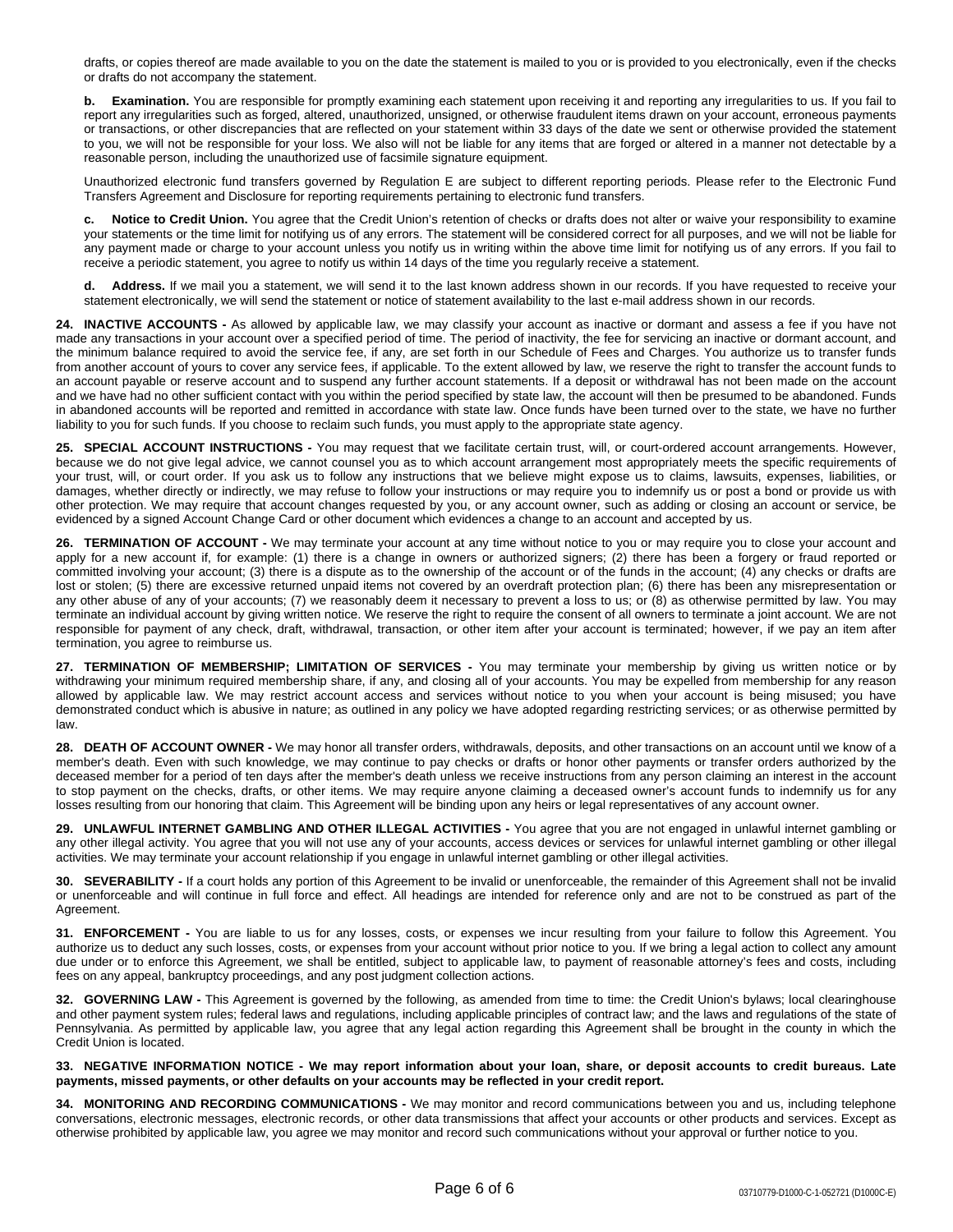drafts, or copies thereof are made available to you on the date the statement is mailed to you or is provided to you electronically, even if the checks or drafts do not accompany the statement.

**b. Examination.** You are responsible for promptly examining each statement upon receiving it and reporting any irregularities to us. If you fail to report any irregularities such as forged, altered, unauthorized, unsigned, or otherwise fraudulent items drawn on your account, erroneous payments or transactions, or other discrepancies that are reflected on your statement within 33 days of the date we sent or otherwise provided the statement to you, we will not be responsible for your loss. We also will not be liable for any items that are forged or altered in a manner not detectable by a reasonable person, including the unauthorized use of facsimile signature equipment.

Unauthorized electronic fund transfers governed by Regulation E are subject to different reporting periods. Please refer to the Electronic Fund Transfers Agreement and Disclosure for reporting requirements pertaining to electronic fund transfers.

**c. Notice to Credit Union.** You agree that the Credit Union's retention of checks or drafts does not alter or waive your responsibility to examine your statements or the time limit for notifying us of any errors. The statement will be considered correct for all purposes, and we will not be liable for any payment made or charge to your account unless you notify us in writing within the above time limit for notifying us of any errors. If you fail to receive a periodic statement, you agree to notify us within 14 days of the time you regularly receive a statement.

**d. Address.** If we mail you a statement, we will send it to the last known address shown in our records. If you have requested to receive your statement electronically, we will send the statement or notice of statement availability to the last e-mail address shown in our records.

**24. INACTIVE ACCOUNTS -** As allowed by applicable law, we may classify your account as inactive or dormant and assess a fee if you have not made any transactions in your account over a specified period of time. The period of inactivity, the fee for servicing an inactive or dormant account, and the minimum balance required to avoid the service fee, if any, are set forth in our Schedule of Fees and Charges. You authorize us to transfer funds from another account of yours to cover any service fees, if applicable. To the extent allowed by law, we reserve the right to transfer the account funds to an account payable or reserve account and to suspend any further account statements. If a deposit or withdrawal has not been made on the account and we have had no other sufficient contact with you within the period specified by state law, the account will then be presumed to be abandoned. Funds in abandoned accounts will be reported and remitted in accordance with state law. Once funds have been turned over to the state, we have no further liability to you for such funds. If you choose to reclaim such funds, you must apply to the appropriate state agency.

**25. SPECIAL ACCOUNT INSTRUCTIONS -** You may request that we facilitate certain trust, will, or court-ordered account arrangements. However, because we do not give legal advice, we cannot counsel you as to which account arrangement most appropriately meets the specific requirements of your trust, will, or court order. If you ask us to follow any instructions that we believe might expose us to claims, lawsuits, expenses, liabilities, or damages, whether directly or indirectly, we may refuse to follow your instructions or may require you to indemnify us or post a bond or provide us with other protection. We may require that account changes requested by you, or any account owner, such as adding or closing an account or service, be evidenced by a signed Account Change Card or other document which evidences a change to an account and accepted by us.

**26. TERMINATION OF ACCOUNT -** We may terminate your account at any time without notice to you or may require you to close your account and apply for a new account if, for example: (1) there is a change in owners or authorized signers; (2) there has been a forgery or fraud reported or committed involving your account; (3) there is a dispute as to the ownership of the account or of the funds in the account; (4) any checks or drafts are lost or stolen; (5) there are excessive returned unpaid items not covered by an overdraft protection plan; (6) there has been any misrepresentation or any other abuse of any of your accounts; (7) we reasonably deem it necessary to prevent a loss to us; or (8) as otherwise permitted by law. You may terminate an individual account by giving written notice. We reserve the right to require the consent of all owners to terminate a joint account. We are not responsible for payment of any check, draft, withdrawal, transaction, or other item after your account is terminated; however, if we pay an item after termination, you agree to reimburse us.

**27. TERMINATION OF MEMBERSHIP; LIMITATION OF SERVICES -** You may terminate your membership by giving us written notice or by withdrawing your minimum required membership share, if any, and closing all of your accounts. You may be expelled from membership for any reason allowed by applicable law. We may restrict account access and services without notice to you when your account is being misused; you have demonstrated conduct which is abusive in nature; as outlined in any policy we have adopted regarding restricting services; or as otherwise permitted by law.

**28. DEATH OF ACCOUNT OWNER -** We may honor all transfer orders, withdrawals, deposits, and other transactions on an account until we know of a member's death. Even with such knowledge, we may continue to pay checks or drafts or honor other payments or transfer orders authorized by the deceased member for a period of ten days after the member's death unless we receive instructions from any person claiming an interest in the account to stop payment on the checks, drafts, or other items. We may require anyone claiming a deceased owner's account funds to indemnify us for any losses resulting from our honoring that claim. This Agreement will be binding upon any heirs or legal representatives of any account owner.

**29. UNLAWFUL INTERNET GAMBLING AND OTHER ILLEGAL ACTIVITIES -** You agree that you are not engaged in unlawful internet gambling or any other illegal activity. You agree that you will not use any of your accounts, access devices or services for unlawful internet gambling or other illegal activities. We may terminate your account relationship if you engage in unlawful internet gambling or other illegal activities.

**30. SEVERABILITY -** If a court holds any portion of this Agreement to be invalid or unenforceable, the remainder of this Agreement shall not be invalid or unenforceable and will continue in full force and effect. All headings are intended for reference only and are not to be construed as part of the Agreement.

**31. ENFORCEMENT -** You are liable to us for any losses, costs, or expenses we incur resulting from your failure to follow this Agreement. You authorize us to deduct any such losses, costs, or expenses from your account without prior notice to you. If we bring a legal action to collect any amount due under or to enforce this Agreement, we shall be entitled, subject to applicable law, to payment of reasonable attorney's fees and costs, including fees on any appeal, bankruptcy proceedings, and any post judgment collection actions.

**32. GOVERNING LAW -** This Agreement is governed by the following, as amended from time to time: the Credit Union's bylaws; local clearinghouse and other payment system rules; federal laws and regulations, including applicable principles of contract law; and the laws and regulations of the state of Pennsylvania. As permitted by applicable law, you agree that any legal action regarding this Agreement shall be brought in the county in which the Credit Union is located.

**33. NEGATIVE INFORMATION NOTICE - We may report information about your loan, share, or deposit accounts to credit bureaus. Late payments, missed payments, or other defaults on your accounts may be reflected in your credit report.**

**34. MONITORING AND RECORDING COMMUNICATIONS -** We may monitor and record communications between you and us, including telephone conversations, electronic messages, electronic records, or other data transmissions that affect your accounts or other products and services. Except as otherwise prohibited by applicable law, you agree we may monitor and record such communications without your approval or further notice to you.

03710779-D1000-C-1-052721 (D1000C-E)